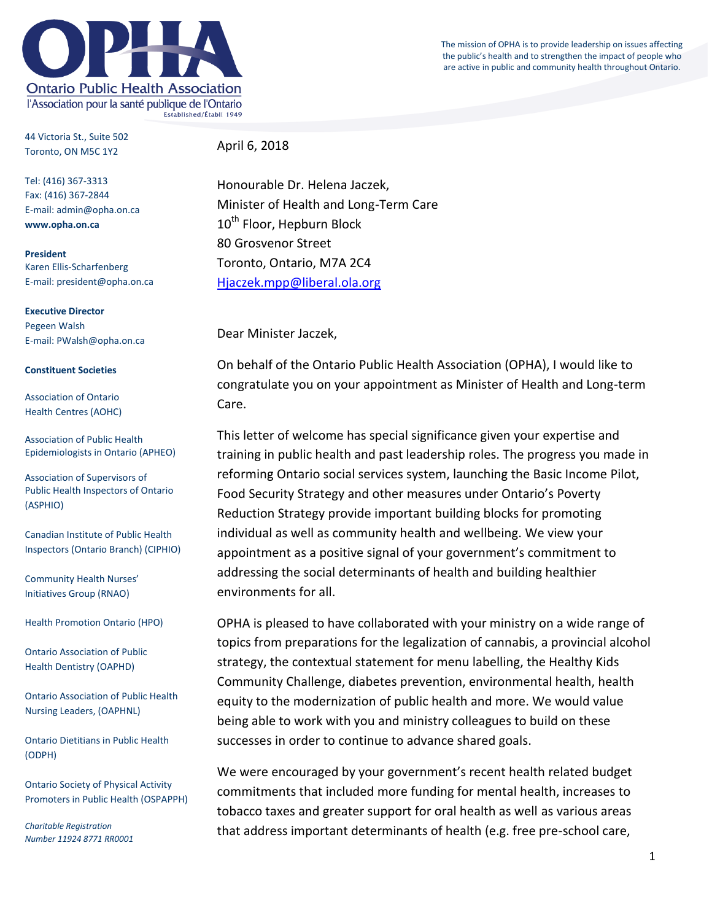# OPHA

**Ontario Public Health Association**
l'Association pour la santé publique de l'Ontario
Established/Établi 1949

The mission of OPHA is to provide leadership on issues affecting the public's health and to strengthen the impact of people who are active in public and community health throughout Ontario.

44 Victoria St., Suite 502
Toronto, ON M5C 1Y2

Tel: (416) 367-3313
Fax: (416) 367-2844
E-mail: admin@opha.on.ca
**www.opha.on.ca**

**President**
Karen Ellis-Scharfenberg
E-mail: president@opha.on.ca

**Executive Director**
Pegeen Walsh
E-mail: PWalsh@opha.on.ca

**Constituent Societies**

Association of Ontario Health Centres (AOHC)

Association of Public Health Epidemiologists in Ontario (APHEO)

Association of Supervisors of Public Health Inspectors of Ontario (ASPHIO)

Canadian Institute of Public Health Inspectors (Ontario Branch) (CIPHIO)

Community Health Nurses' Initiatives Group (RNAO)

Health Promotion Ontario (HPO)

Ontario Association of Public Health Dentistry (OAPHD)

Ontario Association of Public Health Nursing Leaders, (OAPHNL)

Ontario Dietitians in Public Health (ODPH)

Ontario Society of Physical Activity Promoters in Public Health (OSPAPPH)

*Charitable Registration Number 11924 8771 RR0001*

April 6, 2018

Honourable Dr. Helena Jaczek,
Minister of Health and Long-Term Care
10th Floor, Hepburn Block
80 Grosvenor Street
Toronto, Ontario, M7A 2C4
Hjaczek.mpp@liberal.ola.org

Dear Minister Jaczek,

On behalf of the Ontario Public Health Association (OPHA), I would like to congratulate you on your appointment as Minister of Health and Long-term Care.

This letter of welcome has special significance given your expertise and training in public health and past leadership roles. The progress you made in reforming Ontario social services system, launching the Basic Income Pilot, Food Security Strategy and other measures under Ontario's Poverty Reduction Strategy provide important building blocks for promoting individual as well as community health and wellbeing. We view your appointment as a positive signal of your government's commitment to addressing the social determinants of health and building healthier environments for all.

OPHA is pleased to have collaborated with your ministry on a wide range of topics from preparations for the legalization of cannabis, a provincial alcohol strategy, the contextual statement for menu labelling, the Healthy Kids Community Challenge, diabetes prevention, environmental health, health equity to the modernization of public health and more. We would value being able to work with you and ministry colleagues to build on these successes in order to continue to advance shared goals.

We were encouraged by your government's recent health related budget commitments that included more funding for mental health, increases to tobacco taxes and greater support for oral health as well as various areas that address important determinants of health (e.g. free pre-school care,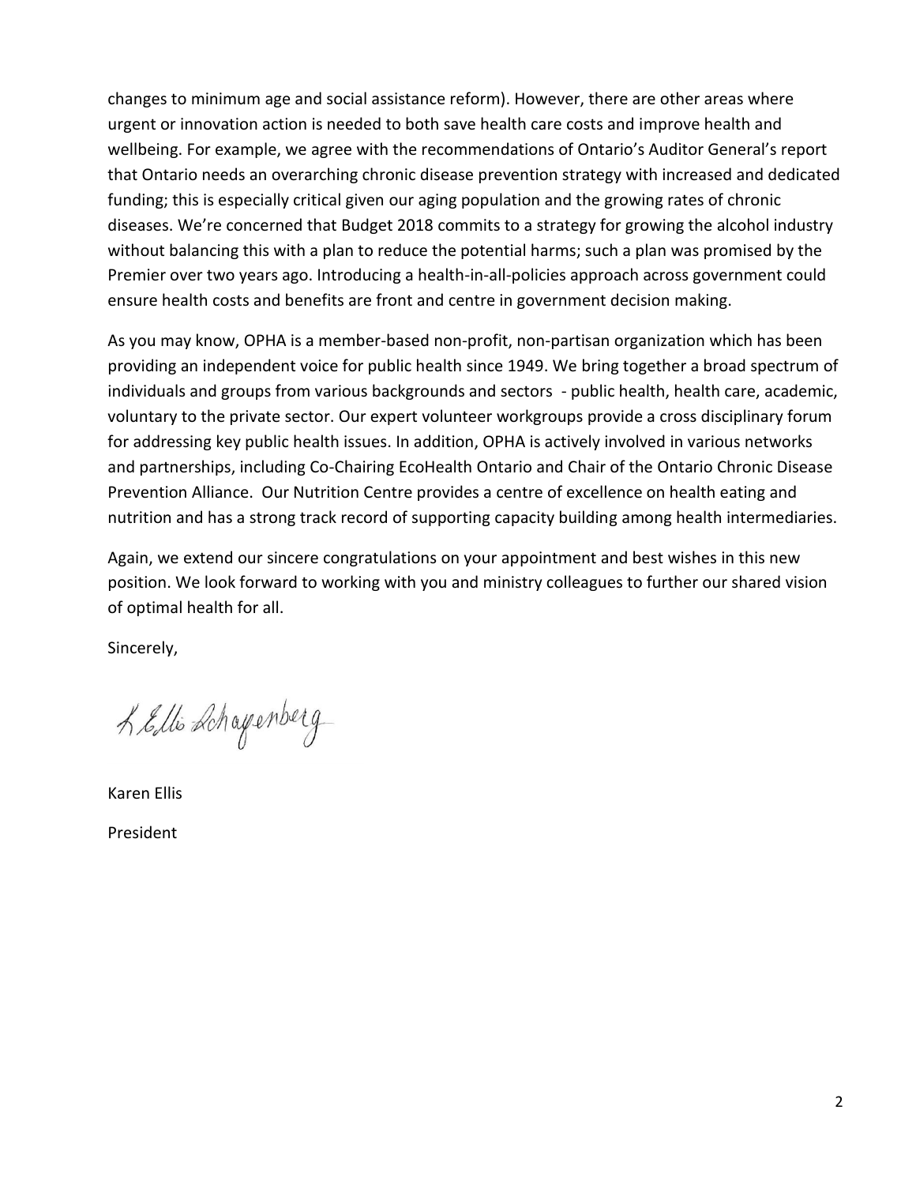changes to minimum age and social assistance reform). However, there are other areas where urgent or innovation action is needed to both save health care costs and improve health and wellbeing. For example, we agree with the recommendations of Ontario's Auditor General's report that Ontario needs an overarching chronic disease prevention strategy with increased and dedicated funding; this is especially critical given our aging population and the growing rates of chronic diseases. We're concerned that Budget 2018 commits to a strategy for growing the alcohol industry without balancing this with a plan to reduce the potential harms; such a plan was promised by the Premier over two years ago. Introducing a health-in-all-policies approach across government could ensure health costs and benefits are front and centre in government decision making.

As you may know, OPHA is a member-based non-profit, non-partisan organization which has been providing an independent voice for public health since 1949. We bring together a broad spectrum of individuals and groups from various backgrounds and sectors - public health, health care, academic, voluntary to the private sector. Our expert volunteer workgroups provide a cross disciplinary forum for addressing key public health issues. In addition, OPHA is actively involved in various networks and partnerships, including Co-Chairing EcoHealth Ontario and Chair of the Ontario Chronic Disease Prevention Alliance. Our Nutrition Centre provides a centre of excellence on health eating and nutrition and has a strong track record of supporting capacity building among health intermediaries.

Again, we extend our sincere congratulations on your appointment and best wishes in this new position. We look forward to working with you and ministry colleagues to further our shared vision of optimal health for all.

Sincerely,

K Ellis Schayenberg

Karen Ellis

President